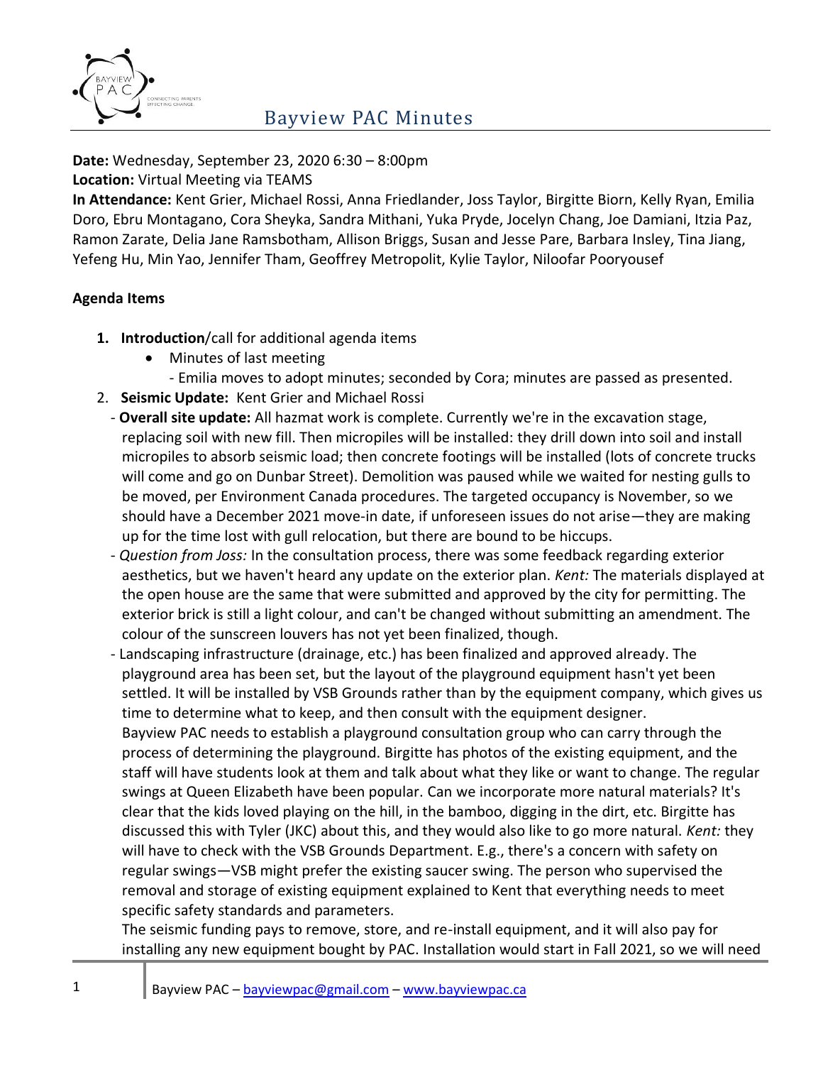# Bayview PAC Minutes

**Date:** Wednesday, September 23, 2020 6:30 – 8:00pm
**Location:** Virtual Meeting via TEAMS
**In Attendance:** Kent Grier, Michael Rossi, Anna Friedlander, Joss Taylor, Birgitte Biorn, Kelly Ryan, Emilia Doro, Ebru Montagano, Cora Sheyka, Sandra Mithani, Yuka Pryde, Jocelyn Chang, Joe Damiani, Itzia Paz, Ramon Zarate, Delia Jane Ramsbotham, Allison Briggs, Susan and Jesse Pare, Barbara Insley, Tina Jiang, Yefeng Hu, Min Yao, Jennifer Tham, Geoffrey Metropolit, Kylie Taylor, Niloofar Pooryousef

**Agenda Items**

1. **Introduction**/call for additional agenda items
   - Minutes of last meeting
     - Emilia moves to adopt minutes; seconded by Cora; minutes are passed as presented.
2. **Seismic Update:** Kent Grier and Michael Rossi
   - **Overall site update:** All hazmat work is complete. Currently we're in the excavation stage, replacing soil with new fill. Then micropiles will be installed: they drill down into soil and install micropiles to absorb seismic load; then concrete footings will be installed (lots of concrete trucks will come and go on Dunbar Street). Demolition was paused while we waited for nesting gulls to be moved, per Environment Canada procedures. The targeted occupancy is November, so we should have a December 2021 move-in date, if unforeseen issues do not arise—they are making up for the time lost with gull relocation, but there are bound to be hiccups.
   - *Question from Joss:* In the consultation process, there was some feedback regarding exterior aesthetics, but we haven't heard any update on the exterior plan. *Kent:* The materials displayed at the open house are the same that were submitted and approved by the city for permitting. The exterior brick is still a light colour, and can't be changed without submitting an amendment. The colour of the sunscreen louvers has not yet been finalized, though.
   - Landscaping infrastructure (drainage, etc.) has been finalized and approved already. The playground area has been set, but the layout of the playground equipment hasn't yet been settled. It will be installed by VSB Grounds rather than by the equipment company, which gives us time to determine what to keep, and then consult with the equipment designer.

     Bayview PAC needs to establish a playground consultation group who can carry through the process of determining the playground. Birgitte has photos of the existing equipment, and the staff will have students look at them and talk about what they like or want to change. The regular swings at Queen Elizabeth have been popular. Can we incorporate more natural materials? It's clear that the kids loved playing on the hill, in the bamboo, digging in the dirt, etc. Birgitte has discussed this with Tyler (JKC) about this, and they would also like to go more natural. *Kent:* they will have to check with the VSB Grounds Department. E.g., there's a concern with safety on regular swings—VSB might prefer the existing saucer swing. The person who supervised the removal and storage of existing equipment explained to Kent that everything needs to meet specific safety standards and parameters.

     The seismic funding pays to remove, store, and re-install equipment, and it will also pay for installing any new equipment bought by PAC. Installation would start in Fall 2021, so we will need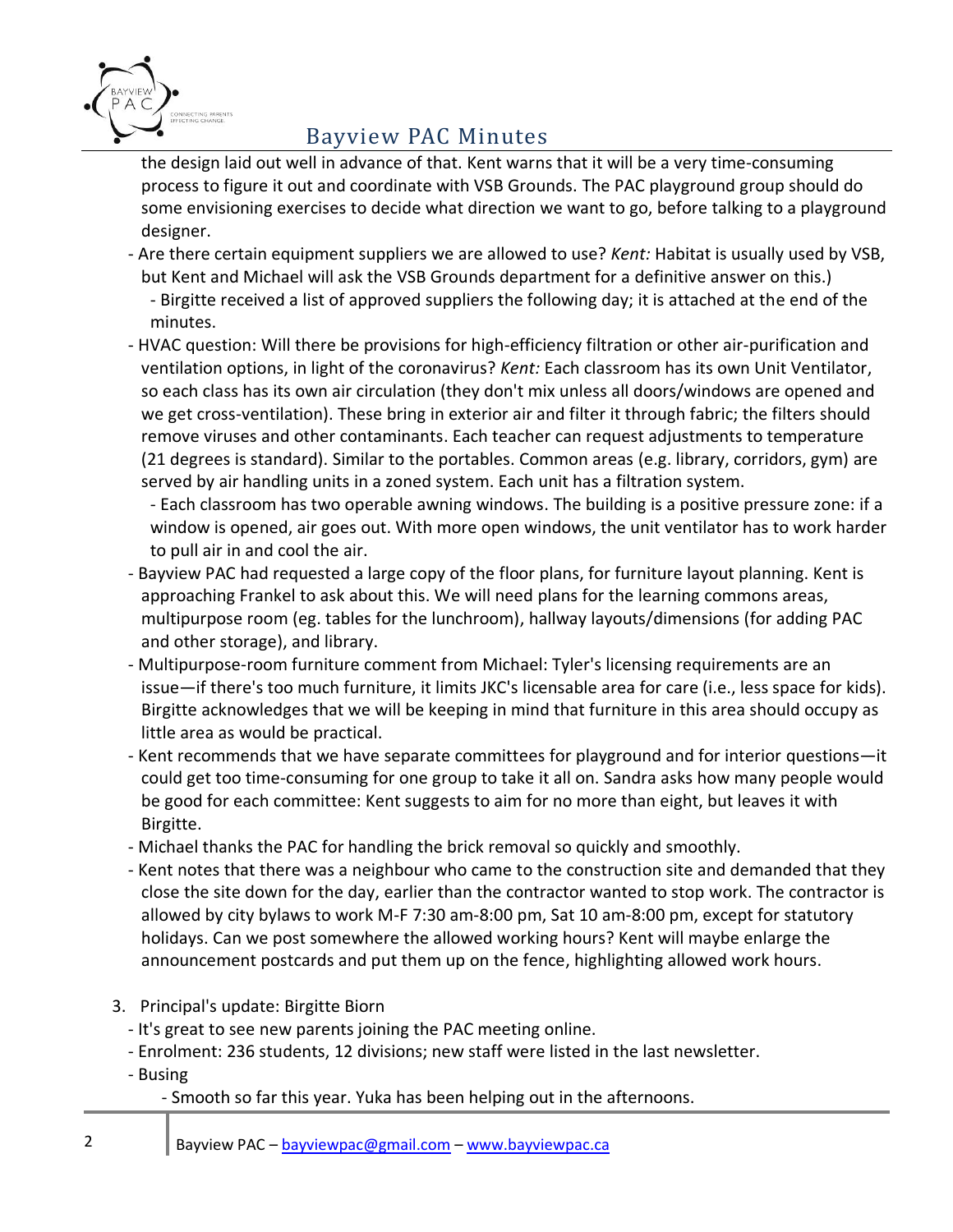the design laid out well in advance of that. Kent warns that it will be a very time-consuming process to figure it out and coordinate with VSB Grounds. The PAC playground group should do some envisioning exercises to decide what direction we want to go, before talking to a playground designer.

- Are there certain equipment suppliers we are allowed to use? *Kent:* Habitat is usually used by VSB, but Kent and Michael will ask the VSB Grounds department for a definitive answer on this.)
    - Birgitte received a list of approved suppliers the following day; it is attached at the end of the minutes.
- HVAC question: Will there be provisions for high-efficiency filtration or other air-purification and ventilation options, in light of the coronavirus? *Kent:* Each classroom has its own Unit Ventilator, so each class has its own air circulation (they don't mix unless all doors/windows are opened and we get cross-ventilation). These bring in exterior air and filter it through fabric; the filters should remove viruses and other contaminants. Each teacher can request adjustments to temperature (21 degrees is standard). Similar to the portables. Common areas (e.g. library, corridors, gym) are served by air handling units in a zoned system. Each unit has a filtration system.
    - Each classroom has two operable awning windows. The building is a positive pressure zone: if a window is opened, air goes out. With more open windows, the unit ventilator has to work harder to pull air in and cool the air.
- Bayview PAC had requested a large copy of the floor plans, for furniture layout planning. Kent is approaching Frankel to ask about this. We will need plans for the learning commons areas, multipurpose room (eg. tables for the lunchroom), hallway layouts/dimensions (for adding PAC and other storage), and library.
- Multipurpose-room furniture comment from Michael: Tyler's licensing requirements are an issue—if there's too much furniture, it limits JKC's licensable area for care (i.e., less space for kids). Birgitte acknowledges that we will be keeping in mind that furniture in this area should occupy as little area as would be practical.
- Kent recommends that we have separate committees for playground and for interior questions—it could get too time-consuming for one group to take it all on. Sandra asks how many people would be good for each committee: Kent suggests to aim for no more than eight, but leaves it with Birgitte.
- Michael thanks the PAC for handling the brick removal so quickly and smoothly.
- Kent notes that there was a neighbour who came to the construction site and demanded that they close the site down for the day, earlier than the contractor wanted to stop work. The contractor is allowed by city bylaws to work M-F 7:30 am-8:00 pm, Sat 10 am-8:00 pm, except for statutory holidays. Can we post somewhere the allowed working hours? Kent will maybe enlarge the announcement postcards and put them up on the fence, highlighting allowed work hours.

3. Principal's update: Birgitte Biorn
    - It's great to see new parents joining the PAC meeting online.
    - Enrolment: 236 students, 12 divisions; new staff were listed in the last newsletter.
    - Busing
        - Smooth so far this year. Yuka has been helping out in the afternoons.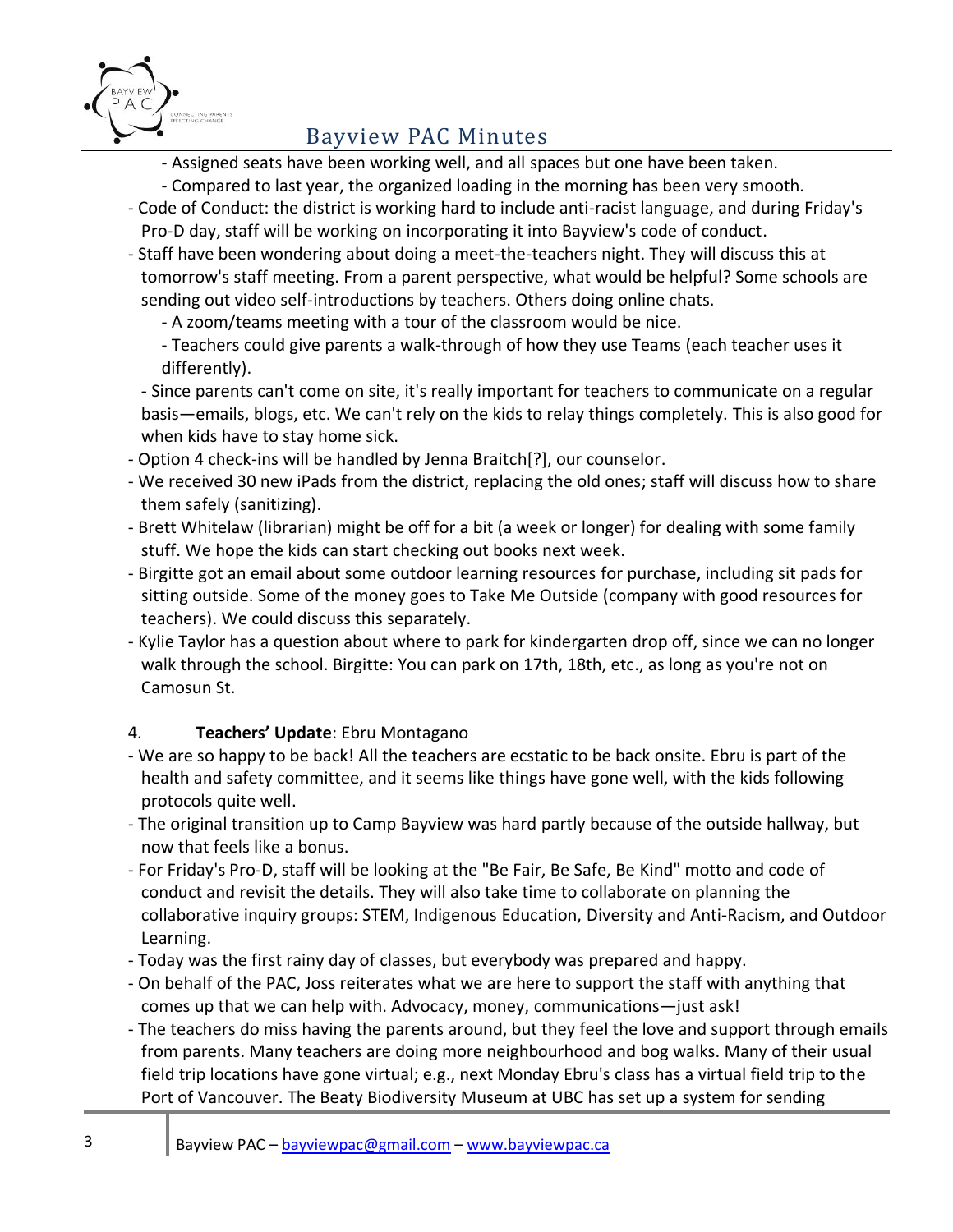- Assigned seats have been working well, and all spaces but one have been taken.
  - Compared to last year, the organized loading in the morning has been very smooth.
- Code of Conduct: the district is working hard to include anti-racist language, and during Friday's Pro-D day, staff will be working on incorporating it into Bayview's code of conduct.
- Staff have been wondering about doing a meet-the-teachers night. They will discuss this at tomorrow's staff meeting. From a parent perspective, what would be helpful? Some schools are sending out video self-introductions by teachers. Others doing online chats.
  - A zoom/teams meeting with a tour of the classroom would be nice.
  - Teachers could give parents a walk-through of how they use Teams (each teacher uses it differently).
  - Since parents can't come on site, it's really important for teachers to communicate on a regular basis—emails, blogs, etc. We can't rely on the kids to relay things completely. This is also good for when kids have to stay home sick.
- Option 4 check-ins will be handled by Jenna Braitch[?], our counselor.
- We received 30 new iPads from the district, replacing the old ones; staff will discuss how to share them safely (sanitizing).
- Brett Whitelaw (librarian) might be off for a bit (a week or longer) for dealing with some family stuff. We hope the kids can start checking out books next week.
- Birgitte got an email about some outdoor learning resources for purchase, including sit pads for sitting outside. Some of the money goes to Take Me Outside (company with good resources for teachers). We could discuss this separately.
- Kylie Taylor has a question about where to park for kindergarten drop off, since we can no longer walk through the school. Birgitte: You can park on 17th, 18th, etc., as long as you're not on Camosun St.

4. **Teachers' Update**: Ebru Montagano

- We are so happy to be back! All the teachers are ecstatic to be back onsite. Ebru is part of the health and safety committee, and it seems like things have gone well, with the kids following protocols quite well.
- The original transition up to Camp Bayview was hard partly because of the outside hallway, but now that feels like a bonus.
- For Friday's Pro-D, staff will be looking at the "Be Fair, Be Safe, Be Kind" motto and code of conduct and revisit the details. They will also take time to collaborate on planning the collaborative inquiry groups: STEM, Indigenous Education, Diversity and Anti-Racism, and Outdoor Learning.
- Today was the first rainy day of classes, but everybody was prepared and happy.
- On behalf of the PAC, Joss reiterates what we are here to support the staff with anything that comes up that we can help with. Advocacy, money, communications—just ask!
- The teachers do miss having the parents around, but they feel the love and support through emails from parents. Many teachers are doing more neighbourhood and bog walks. Many of their usual field trip locations have gone virtual; e.g., next Monday Ebru's class has a virtual field trip to the Port of Vancouver. The Beaty Biodiversity Museum at UBC has set up a system for sending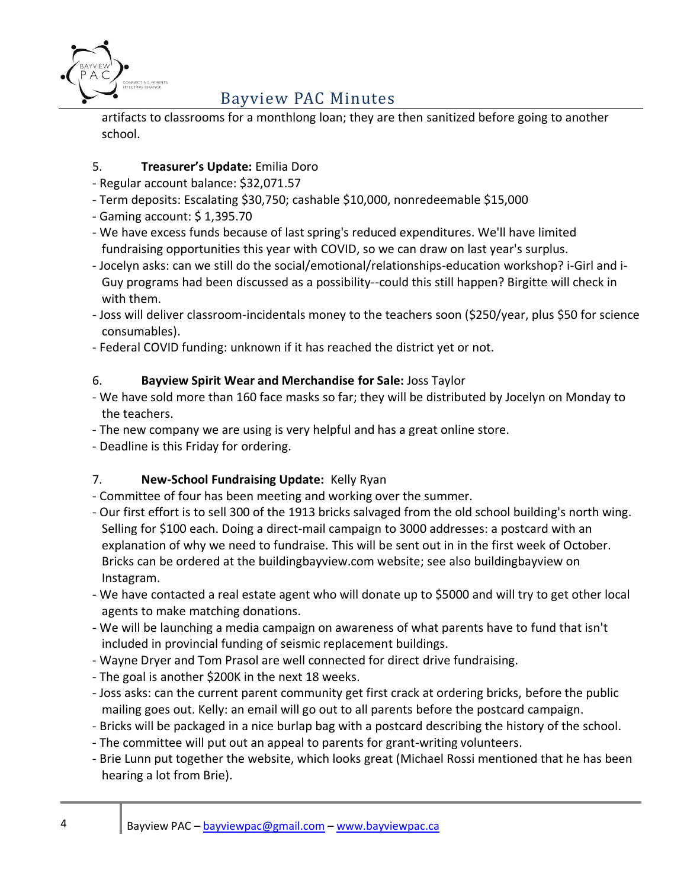artifacts to classrooms for a monthlong loan; they are then sanitized before going to another school.

5. **Treasurer's Update:** Emilia Doro

- Regular account balance: $32,071.57
- Term deposits: Escalating $30,750; cashable $10,000, nonredeemable $15,000
- Gaming account: $ 1,395.70
- We have excess funds because of last spring's reduced expenditures. We'll have limited fundraising opportunities this year with COVID, so we can draw on last year's surplus.
- Jocelyn asks: can we still do the social/emotional/relationships-education workshop? i-Girl and i-Guy programs had been discussed as a possibility--could this still happen? Birgitte will check in with them.
- Joss will deliver classroom-incidentals money to the teachers soon ($250/year, plus $50 for science consumables).
- Federal COVID funding: unknown if it has reached the district yet or not.

6. **Bayview Spirit Wear and Merchandise for Sale:** Joss Taylor

- We have sold more than 160 face masks so far; they will be distributed by Jocelyn on Monday to the teachers.
- The new company we are using is very helpful and has a great online store.
- Deadline is this Friday for ordering.

7. **New-School Fundraising Update:** Kelly Ryan

- Committee of four has been meeting and working over the summer.
- Our first effort is to sell 300 of the 1913 bricks salvaged from the old school building's north wing. Selling for $100 each. Doing a direct-mail campaign to 3000 addresses: a postcard with an explanation of why we need to fundraise. This will be sent out in in the first week of October. Bricks can be ordered at the buildingbayview.com website; see also buildingbayview on Instagram.
- We have contacted a real estate agent who will donate up to $5000 and will try to get other local agents to make matching donations.
- We will be launching a media campaign on awareness of what parents have to fund that isn't included in provincial funding of seismic replacement buildings.
- Wayne Dryer and Tom Prasol are well connected for direct drive fundraising.
- The goal is another $200K in the next 18 weeks.
- Joss asks: can the current parent community get first crack at ordering bricks, before the public mailing goes out. Kelly: an email will go out to all parents before the postcard campaign.
- Bricks will be packaged in a nice burlap bag with a postcard describing the history of the school.
- The committee will put out an appeal to parents for grant-writing volunteers.
- Brie Lunn put together the website, which looks great (Michael Rossi mentioned that he has been hearing a lot from Brie).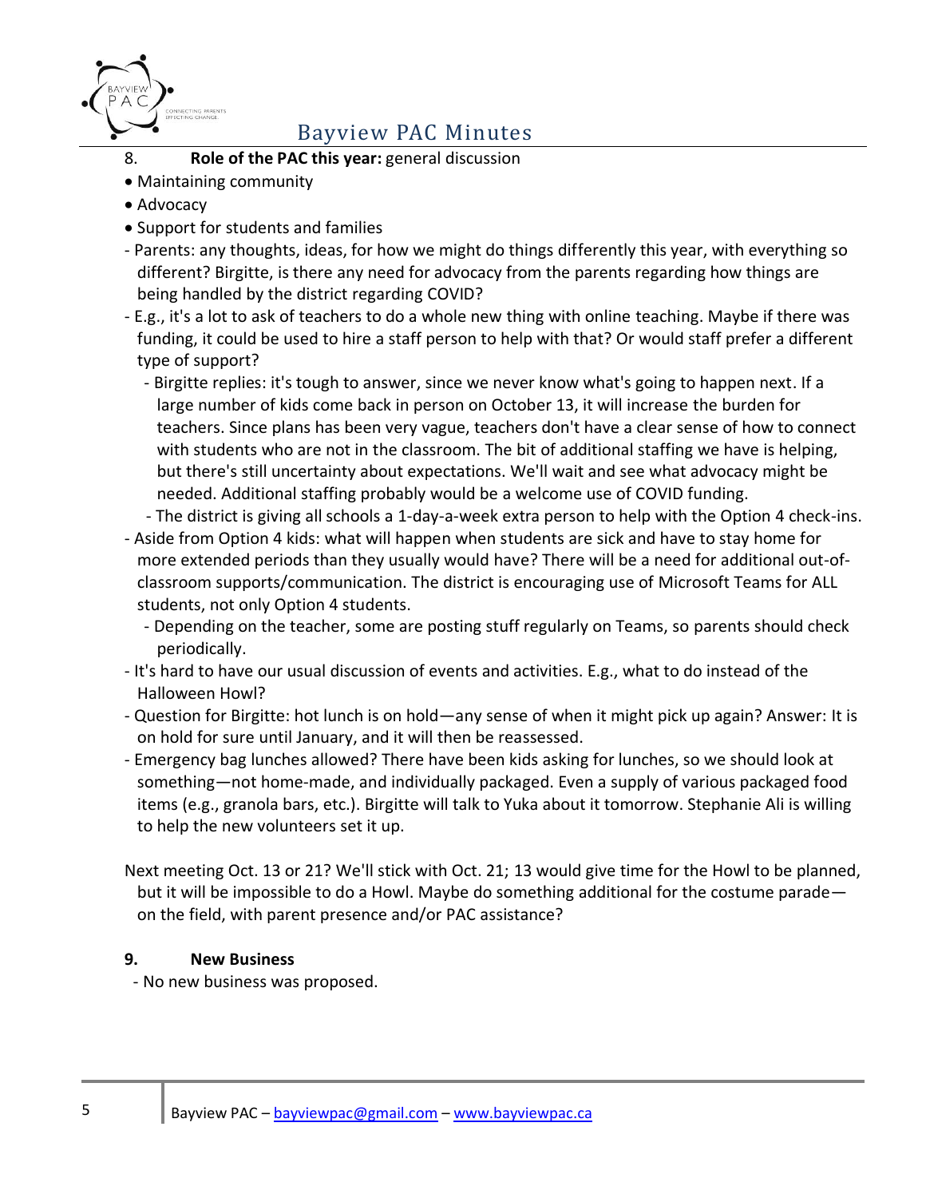8. **Role of the PAC this year:** general discussion

- Maintaining community
- Advocacy
- Support for students and families

- Parents: any thoughts, ideas, for how we might do things differently this year, with everything so different? Birgitte, is there any need for advocacy from the parents regarding how things are being handled by the district regarding COVID?
- E.g., it's a lot to ask of teachers to do a whole new thing with online teaching. Maybe if there was funding, it could be used to hire a staff person to help with that? Or would staff prefer a different type of support?
  - Birgitte replies: it's tough to answer, since we never know what's going to happen next. If a large number of kids come back in person on October 13, it will increase the burden for teachers. Since plans has been very vague, teachers don't have a clear sense of how to connect with students who are not in the classroom. The bit of additional staffing we have is helping, but there's still uncertainty about expectations. We'll wait and see what advocacy might be needed. Additional staffing probably would be a welcome use of COVID funding.
  - The district is giving all schools a 1-day-a-week extra person to help with the Option 4 check-ins.
- Aside from Option 4 kids: what will happen when students are sick and have to stay home for more extended periods than they usually would have? There will be a need for additional out-of-classroom supports/communication. The district is encouraging use of Microsoft Teams for ALL students, not only Option 4 students.
  - Depending on the teacher, some are posting stuff regularly on Teams, so parents should check periodically.
- It's hard to have our usual discussion of events and activities. E.g., what to do instead of the Halloween Howl?
- Question for Birgitte: hot lunch is on hold—any sense of when it might pick up again? Answer: It is on hold for sure until January, and it will then be reassessed.
- Emergency bag lunches allowed? There have been kids asking for lunches, so we should look at something—not home-made, and individually packaged. Even a supply of various packaged food items (e.g., granola bars, etc.). Birgitte will talk to Yuka about it tomorrow. Stephanie Ali is willing to help the new volunteers set it up.

Next meeting Oct. 13 or 21? We'll stick with Oct. 21; 13 would give time for the Howl to be planned, but it will be impossible to do a Howl. Maybe do something additional for the costume parade—on the field, with parent presence and/or PAC assistance?

**9. New Business**

- No new business was proposed.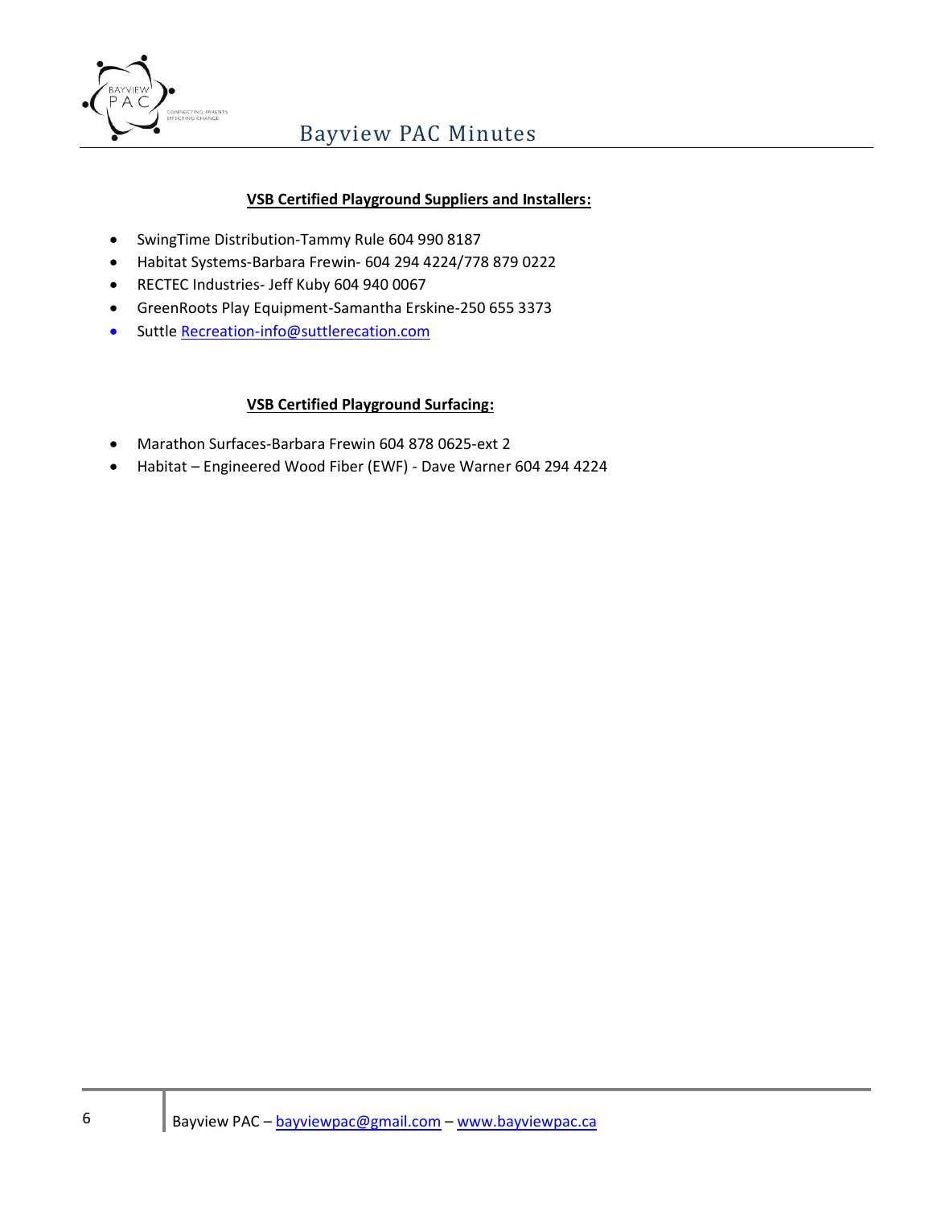**VSB Certified Playground Suppliers and Installers:**

- SwingTime Distribution-Tammy Rule 604 990 8187
- Habitat Systems-Barbara Frewin- 604 294 4224/778 879 0222
- RECTEC Industries- Jeff Kuby 604 940 0067
- GreenRoots Play Equipment-Samantha Erskine-250 655 3373
- Suttle Recreation-info@suttlerecation.com

**VSB Certified Playground Surfacing:**

- Marathon Surfaces-Barbara Frewin 604 878 0625-ext 2
- Habitat – Engineered Wood Fiber (EWF) - Dave Warner 604 294 4224